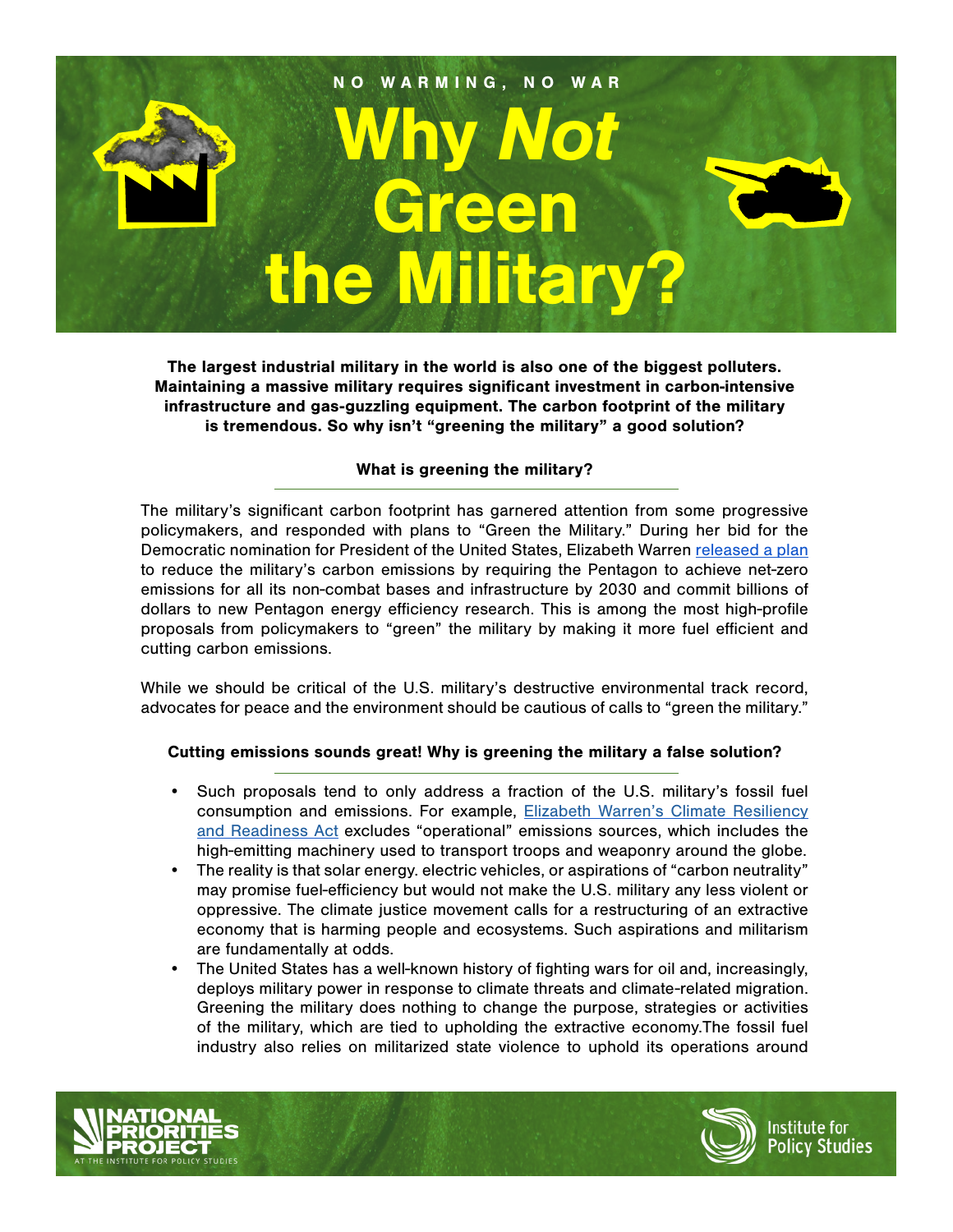NO WARMING, NO WAR

# Why *Not* Green the Military?

**The largest industrial military in the world is also one of the biggest polluters. Maintaining a massive military requires significant investment in carbon-intensive infrastructure and gas-guzzling equipment. The carbon footprint of the military is tremendous. So why isn't "greening the military" a good solution?**

### What is greening the military?

The military's significant carbon footprint has garnered attention from some progressive policymakers, and responded with plans to "Green the Military." During her bid for the Democratic nomination for President of the United States, Elizabeth Warren released a plan to reduce the military's carbon emissions by requiring the Pentagon to achieve net-zero emissions for all its non-combat bases and infrastructure by 2030 and commit billions of dollars to new Pentagon energy efficiency research. This is among the most high-profile proposals from policymakers to "green" the military by making it more fuel efficient and cutting carbon emissions.

While we should be critical of the U.S. military's destructive environmental track record, advocates for peace and the environment should be cautious of calls to "green the military."

### Cutting emissions sounds great! Why is greening the military a false solution?

- Such proposals tend to only address a fraction of the U.S. military's fossil fuel consumption and emissions. For example, Elizabeth Warren's Climate Resiliency and Readiness Act excludes "operational" emissions sources, which includes the high-emitting machinery used to transport troops and weaponry around the globe.
- The reality is that solar energy. electric vehicles, or aspirations of "carbon neutrality" may promise fuel-efficiency but would not make the U.S. military any less violent or oppressive. The climate justice movement calls for a restructuring of an extractive economy that is harming people and ecosystems. Such aspirations and militarism are fundamentally at odds.
- The United States has a well-known history of fighting wars for oil and, increasingly, deploys military power in response to climate threats and climate-related migration. Greening the military does nothing to change the purpose, strategies or activities of the military, which are tied to upholding the extractive economy.The fossil fuel industry also relies on militarized state violence to uphold its operations around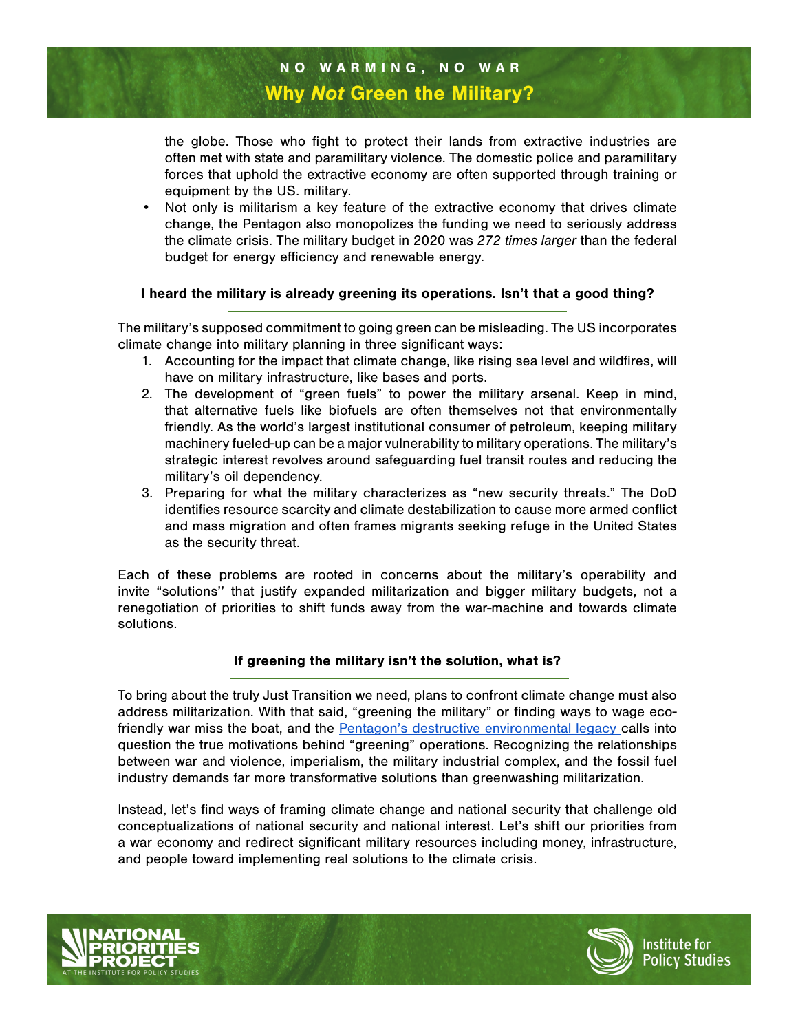the globe. Those who fight to protect their lands from extractive industries are often met with state and paramilitary violence. The domestic police and paramilitary forces that uphold the extractive economy are often supported through training or equipment by the US. military.

- Not only is militarism a key feature of the extractive economy that drives climate change, the Pentagon also monopolizes the funding we need to seriously address the climate crisis. The military budget in 2020 was *272 times larger* than the federal budget for energy efficiency and renewable energy.

### I heard the military is already greening its operations. Isn't that a good thing?

The military's supposed commitment to going green can be misleading. The US incorporates climate change into military planning in three significant ways:

1. Accounting for the impact that climate change, like rising sea level and wildfires, will have on military infrastructure, like bases and ports.
2. The development of "green fuels" to power the military arsenal. Keep in mind, that alternative fuels like biofuels are often themselves not that environmentally friendly. As the world's largest institutional consumer of petroleum, keeping military machinery fueled-up can be a major vulnerability to military operations. The military's strategic interest revolves around safeguarding fuel transit routes and reducing the military's oil dependency.
3. Preparing for what the military characterizes as "new security threats." The DoD identifies resource scarcity and climate destabilization to cause more armed conflict and mass migration and often frames migrants seeking refuge in the United States as the security threat.

Each of these problems are rooted in concerns about the military's operability and invite "solutions'' that justify expanded militarization and bigger military budgets, not a renegotiation of priorities to shift funds away from the war-machine and towards climate solutions.

### If greening the military isn't the solution, what is?

To bring about the truly Just Transition we need, plans to confront climate change must also address militarization. With that said, "greening the military" or finding ways to wage eco-friendly war miss the boat, and the Pentagon's destructive environmental legacy calls into question the true motivations behind "greening" operations. Recognizing the relationships between war and violence, imperialism, the military industrial complex, and the fossil fuel industry demands far more transformative solutions than greenwashing militarization.

Instead, let's find ways of framing climate change and national security that challenge old conceptualizations of national security and national interest. Let's shift our priorities from a war economy and redirect significant military resources including money, infrastructure, and people toward implementing real solutions to the climate crisis.